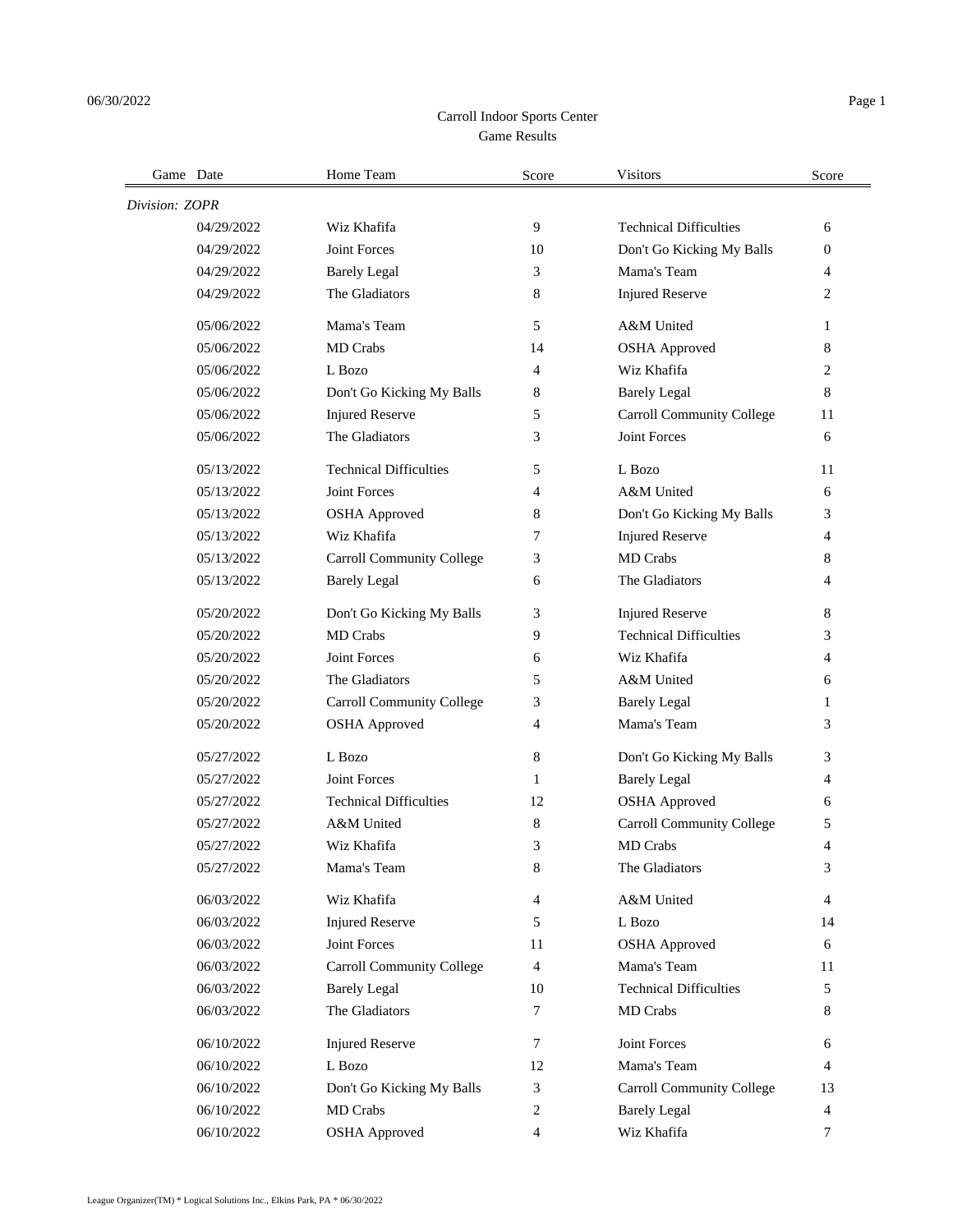Carroll Indoor Sports Center
Game Results

| Game | Date | Home Team | Score | Visitors | Score |
|---|---|---|---|---|---|
| *Division: ZOPR* | | | | | |
| | 04/29/2022 | Wiz Khafifa | 9 | Technical Difficulties | 6 |
| | 04/29/2022 | Joint Forces | 10 | Don't Go Kicking My Balls | 0 |
| | 04/29/2022 | Barely Legal | 3 | Mama's Team | 4 |
| | 04/29/2022 | The Gladiators | 8 | Injured Reserve | 2 |
| | 05/06/2022 | Mama's Team | 5 | A&M United | 1 |
| | 05/06/2022 | MD Crabs | 14 | OSHA Approved | 8 |
| | 05/06/2022 | L Bozo | 4 | Wiz Khafifa | 2 |
| | 05/06/2022 | Don't Go Kicking My Balls | 8 | Barely Legal | 8 |
| | 05/06/2022 | Injured Reserve | 5 | Carroll Community College | 11 |
| | 05/06/2022 | The Gladiators | 3 | Joint Forces | 6 |
| | 05/13/2022 | Technical Difficulties | 5 | L Bozo | 11 |
| | 05/13/2022 | Joint Forces | 4 | A&M United | 6 |
| | 05/13/2022 | OSHA Approved | 8 | Don't Go Kicking My Balls | 3 |
| | 05/13/2022 | Wiz Khafifa | 7 | Injured Reserve | 4 |
| | 05/13/2022 | Carroll Community College | 3 | MD Crabs | 8 |
| | 05/13/2022 | Barely Legal | 6 | The Gladiators | 4 |
| | 05/20/2022 | Don't Go Kicking My Balls | 3 | Injured Reserve | 8 |
| | 05/20/2022 | MD Crabs | 9 | Technical Difficulties | 3 |
| | 05/20/2022 | Joint Forces | 6 | Wiz Khafifa | 4 |
| | 05/20/2022 | The Gladiators | 5 | A&M United | 6 |
| | 05/20/2022 | Carroll Community College | 3 | Barely Legal | 1 |
| | 05/20/2022 | OSHA Approved | 4 | Mama's Team | 3 |
| | 05/27/2022 | L Bozo | 8 | Don't Go Kicking My Balls | 3 |
| | 05/27/2022 | Joint Forces | 1 | Barely Legal | 4 |
| | 05/27/2022 | Technical Difficulties | 12 | OSHA Approved | 6 |
| | 05/27/2022 | A&M United | 8 | Carroll Community College | 5 |
| | 05/27/2022 | Wiz Khafifa | 3 | MD Crabs | 4 |
| | 05/27/2022 | Mama's Team | 8 | The Gladiators | 3 |
| | 06/03/2022 | Wiz Khafifa | 4 | A&M United | 4 |
| | 06/03/2022 | Injured Reserve | 5 | L Bozo | 14 |
| | 06/03/2022 | Joint Forces | 11 | OSHA Approved | 6 |
| | 06/03/2022 | Carroll Community College | 4 | Mama's Team | 11 |
| | 06/03/2022 | Barely Legal | 10 | Technical Difficulties | 5 |
| | 06/03/2022 | The Gladiators | 7 | MD Crabs | 8 |
| | 06/10/2022 | Injured Reserve | 7 | Joint Forces | 6 |
| | 06/10/2022 | L Bozo | 12 | Mama's Team | 4 |
| | 06/10/2022 | Don't Go Kicking My Balls | 3 | Carroll Community College | 13 |
| | 06/10/2022 | MD Crabs | 2 | Barely Legal | 4 |
| | 06/10/2022 | OSHA Approved | 4 | Wiz Khafifa | 7 |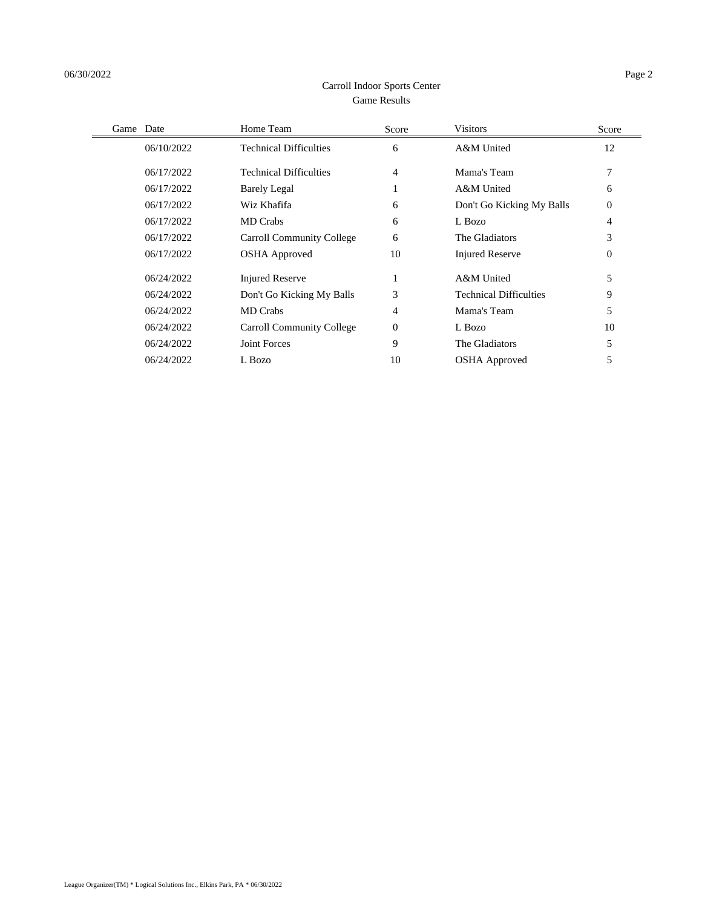Carroll Indoor Sports Center

Game Results

| Game | Date | Home Team | Score | Visitors | Score |
|---|---|---|---|---|---|
| | 06/10/2022 | Technical Difficulties | 6 | A&M United | 12 |
| | 06/17/2022 | Technical Difficulties | 4 | Mama's Team | 7 |
| | 06/17/2022 | Barely Legal | 1 | A&M United | 6 |
| | 06/17/2022 | Wiz Khafifa | 6 | Don't Go Kicking My Balls | 0 |
| | 06/17/2022 | MD Crabs | 6 | L Bozo | 4 |
| | 06/17/2022 | Carroll Community College | 6 | The Gladiators | 3 |
| | 06/17/2022 | OSHA Approved | 10 | Injured Reserve | 0 |
| | 06/24/2022 | Injured Reserve | 1 | A&M United | 5 |
| | 06/24/2022 | Don't Go Kicking My Balls | 3 | Technical Difficulties | 9 |
| | 06/24/2022 | MD Crabs | 4 | Mama's Team | 5 |
| | 06/24/2022 | Carroll Community College | 0 | L Bozo | 10 |
| | 06/24/2022 | Joint Forces | 9 | The Gladiators | 5 |
| | 06/24/2022 | L Bozo | 10 | OSHA Approved | 5 |

League Organizer(TM) * Logical Solutions Inc., Elkins Park, PA * 06/30/2022